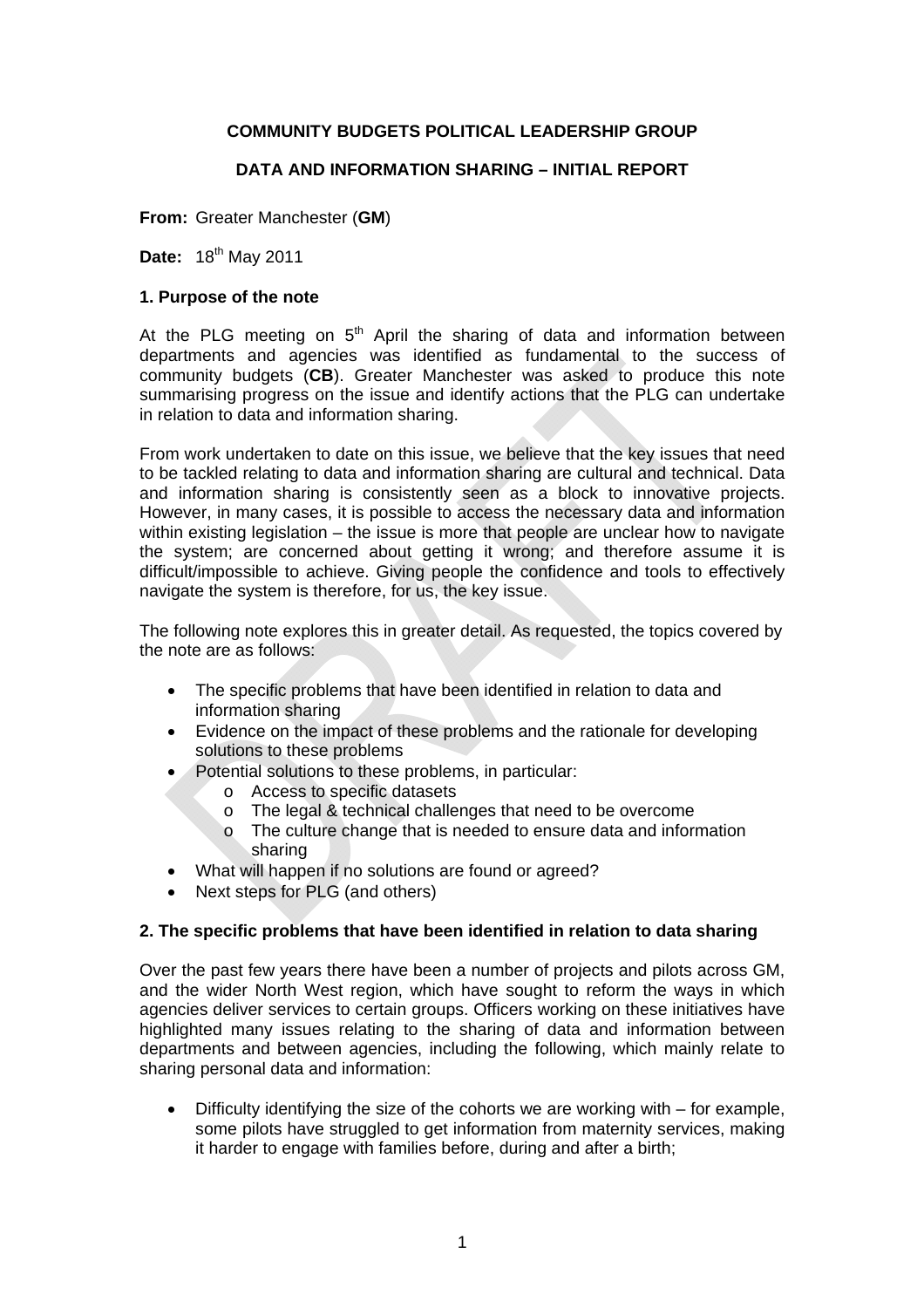**COMMUNITY BUDGETS POLITICAL LEADERSHIP GROUP**

**DATA AND INFORMATION SHARING – INITIAL REPORT**

**From:** Greater Manchester (**GM**)

**Date:** 18th May 2011

### 1. Purpose of the note

At the PLG meeting on 5th April the sharing of data and information between departments and agencies was identified as fundamental to the success of community budgets (**CB**). Greater Manchester was asked to produce this note summarising progress on the issue and identify actions that the PLG can undertake in relation to data and information sharing.

From work undertaken to date on this issue, we believe that the key issues that need to be tackled relating to data and information sharing are cultural and technical. Data and information sharing is consistently seen as a block to innovative projects. However, in many cases, it is possible to access the necessary data and information within existing legislation – the issue is more that people are unclear how to navigate the system; are concerned about getting it wrong; and therefore assume it is difficult/impossible to achieve. Giving people the confidence and tools to effectively navigate the system is therefore, for us, the key issue.

The following note explores this in greater detail. As requested, the topics covered by the note are as follows:

- The specific problems that have been identified in relation to data and information sharing
- Evidence on the impact of these problems and the rationale for developing solutions to these problems
- Potential solutions to these problems, in particular:
  - Access to specific datasets
  - The legal & technical challenges that need to be overcome
  - The culture change that is needed to ensure data and information sharing
- What will happen if no solutions are found or agreed?
- Next steps for PLG (and others)

### 2. The specific problems that have been identified in relation to data sharing

Over the past few years there have been a number of projects and pilots across GM, and the wider North West region, which have sought to reform the ways in which agencies deliver services to certain groups. Officers working on these initiatives have highlighted many issues relating to the sharing of data and information between departments and between agencies, including the following, which mainly relate to sharing personal data and information:

- Difficulty identifying the size of the cohorts we are working with – for example, some pilots have struggled to get information from maternity services, making it harder to engage with families before, during and after a birth;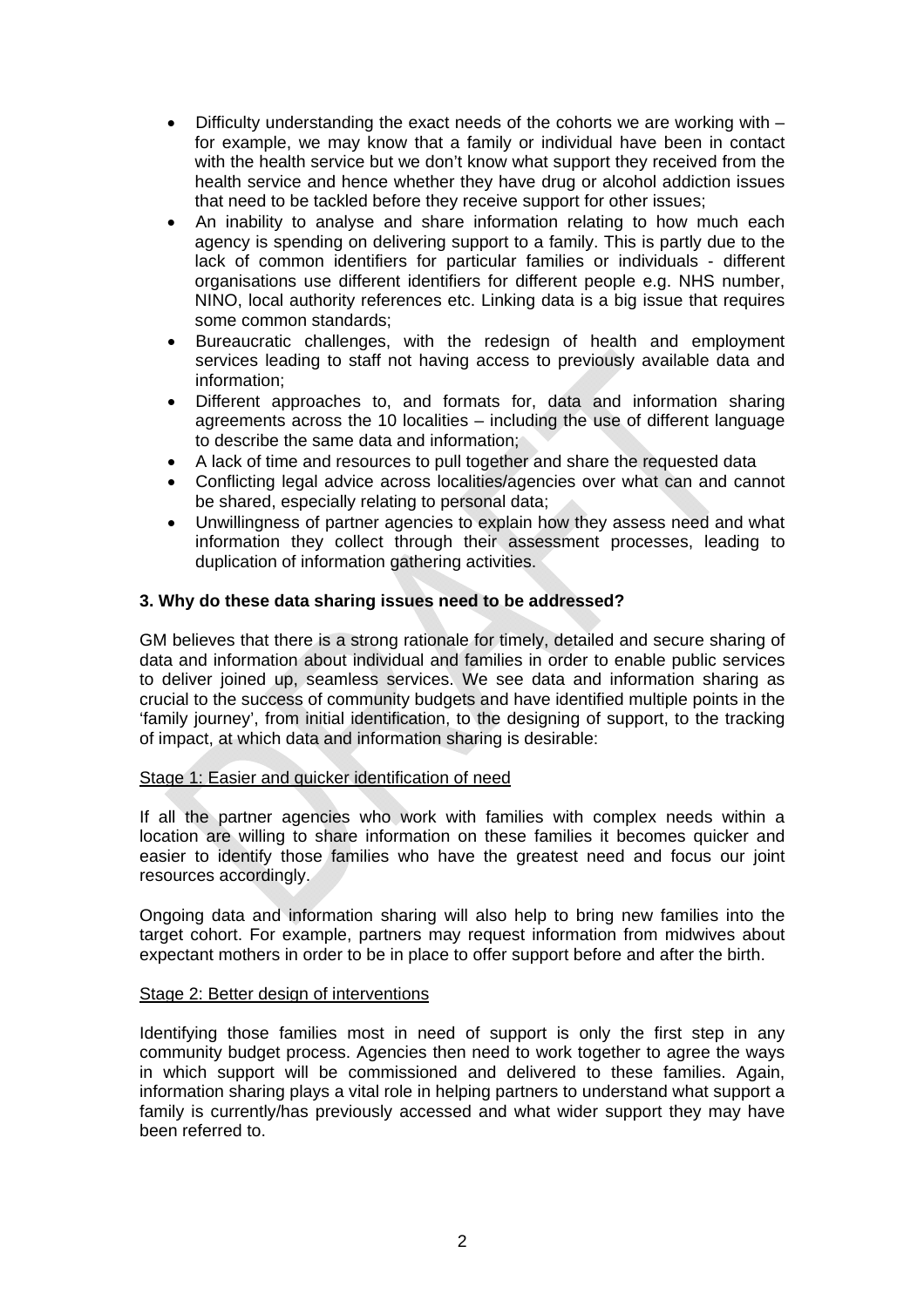- Difficulty understanding the exact needs of the cohorts we are working with – for example, we may know that a family or individual have been in contact with the health service but we don't know what support they received from the health service and hence whether they have drug or alcohol addiction issues that need to be tackled before they receive support for other issues;
- An inability to analyse and share information relating to how much each agency is spending on delivering support to a family. This is partly due to the lack of common identifiers for particular families or individuals - different organisations use different identifiers for different people e.g. NHS number, NINO, local authority references etc. Linking data is a big issue that requires some common standards;
- Bureaucratic challenges, with the redesign of health and employment services leading to staff not having access to previously available data and information;
- Different approaches to, and formats for, data and information sharing agreements across the 10 localities – including the use of different language to describe the same data and information;
- A lack of time and resources to pull together and share the requested data
- Conflicting legal advice across localities/agencies over what can and cannot be shared, especially relating to personal data;
- Unwillingness of partner agencies to explain how they assess need and what information they collect through their assessment processes, leading to duplication of information gathering activities.

### 3. Why do these data sharing issues need to be addressed?

GM believes that there is a strong rationale for timely, detailed and secure sharing of data and information about individual and families in order to enable public services to deliver joined up, seamless services. We see data and information sharing as crucial to the success of community budgets and have identified multiple points in the 'family journey', from initial identification, to the designing of support, to the tracking of impact, at which data and information sharing is desirable:

Stage 1: Easier and quicker identification of need

If all the partner agencies who work with families with complex needs within a location are willing to share information on these families it becomes quicker and easier to identify those families who have the greatest need and focus our joint resources accordingly.

Ongoing data and information sharing will also help to bring new families into the target cohort. For example, partners may request information from midwives about expectant mothers in order to be in place to offer support before and after the birth.

Stage 2: Better design of interventions

Identifying those families most in need of support is only the first step in any community budget process. Agencies then need to work together to agree the ways in which support will be commissioned and delivered to these families. Again, information sharing plays a vital role in helping partners to understand what support a family is currently/has previously accessed and what wider support they may have been referred to.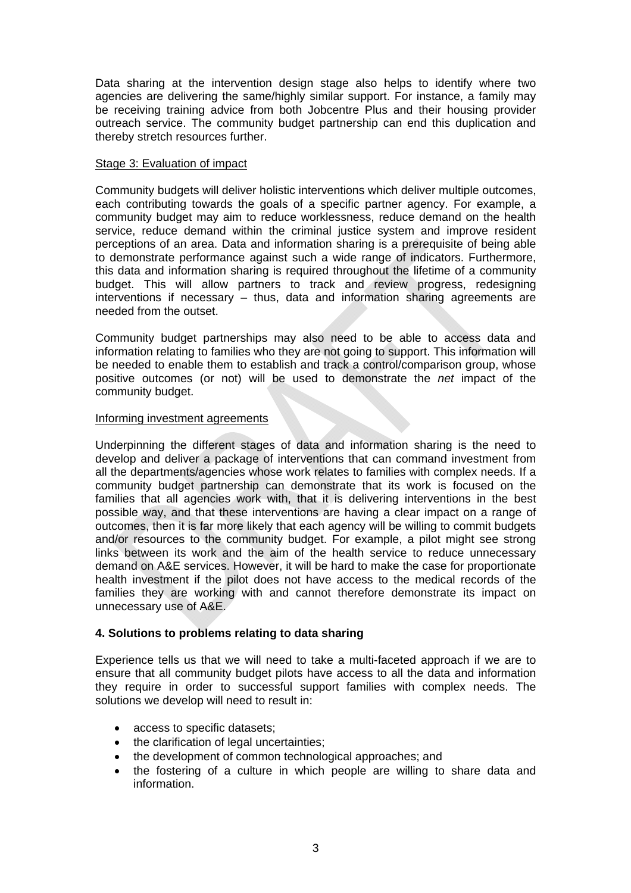Data sharing at the intervention design stage also helps to identify where two agencies are delivering the same/highly similar support. For instance, a family may be receiving training advice from both Jobcentre Plus and their housing provider outreach service. The community budget partnership can end this duplication and thereby stretch resources further.

Stage 3: Evaluation of impact

Community budgets will deliver holistic interventions which deliver multiple outcomes, each contributing towards the goals of a specific partner agency. For example, a community budget may aim to reduce worklessness, reduce demand on the health service, reduce demand within the criminal justice system and improve resident perceptions of an area. Data and information sharing is a prerequisite of being able to demonstrate performance against such a wide range of indicators. Furthermore, this data and information sharing is required throughout the lifetime of a community budget. This will allow partners to track and review progress, redesigning interventions if necessary – thus, data and information sharing agreements are needed from the outset.

Community budget partnerships may also need to be able to access data and information relating to families who they are not going to support. This information will be needed to enable them to establish and track a control/comparison group, whose positive outcomes (or not) will be used to demonstrate the *net* impact of the community budget.

Informing investment agreements

Underpinning the different stages of data and information sharing is the need to develop and deliver a package of interventions that can command investment from all the departments/agencies whose work relates to families with complex needs. If a community budget partnership can demonstrate that its work is focused on the families that all agencies work with, that it is delivering interventions in the best possible way, and that these interventions are having a clear impact on a range of outcomes, then it is far more likely that each agency will be willing to commit budgets and/or resources to the community budget. For example, a pilot might see strong links between its work and the aim of the health service to reduce unnecessary demand on A&E services. However, it will be hard to make the case for proportionate health investment if the pilot does not have access to the medical records of the families they are working with and cannot therefore demonstrate its impact on unnecessary use of A&E.

## 4. Solutions to problems relating to data sharing

Experience tells us that we will need to take a multi-faceted approach if we are to ensure that all community budget pilots have access to all the data and information they require in order to successful support families with complex needs. The solutions we develop will need to result in:

- access to specific datasets;
- the clarification of legal uncertainties;
- the development of common technological approaches; and
- the fostering of a culture in which people are willing to share data and information.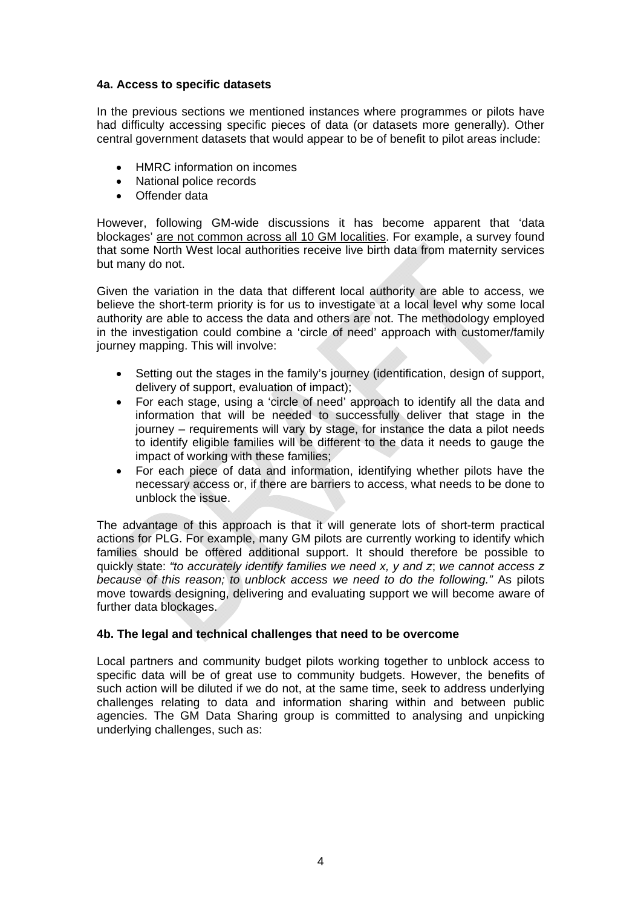#### 4a. Access to specific datasets

In the previous sections we mentioned instances where programmes or pilots have had difficulty accessing specific pieces of data (or datasets more generally). Other central government datasets that would appear to be of benefit to pilot areas include:

- HMRC information on incomes
- National police records
- Offender data

However, following GM-wide discussions it has become apparent that 'data blockages' <u>are not common across all 10 GM localities</u>. For example, a survey found that some North West local authorities receive live birth data from maternity services but many do not.

Given the variation in the data that different local authority are able to access, we believe the short-term priority is for us to investigate at a local level why some local authority are able to access the data and others are not. The methodology employed in the investigation could combine a 'circle of need' approach with customer/family journey mapping. This will involve:

- Setting out the stages in the family's journey (identification, design of support, delivery of support, evaluation of impact);
- For each stage, using a 'circle of need' approach to identify all the data and information that will be needed to successfully deliver that stage in the journey – requirements will vary by stage, for instance the data a pilot needs to identify eligible families will be different to the data it needs to gauge the impact of working with these families;
- For each piece of data and information, identifying whether pilots have the necessary access or, if there are barriers to access, what needs to be done to unblock the issue.

The advantage of this approach is that it will generate lots of short-term practical actions for PLG. For example, many GM pilots are currently working to identify which families should be offered additional support. It should therefore be possible to quickly state: *"to accurately identify families we need x, y and z*; *we cannot access z because of this reason; to unblock access we need to do the following."* As pilots move towards designing, delivering and evaluating support we will become aware of further data blockages.

#### 4b. The legal and technical challenges that need to be overcome

Local partners and community budget pilots working together to unblock access to specific data will be of great use to community budgets. However, the benefits of such action will be diluted if we do not, at the same time, seek to address underlying challenges relating to data and information sharing within and between public agencies. The GM Data Sharing group is committed to analysing and unpicking underlying challenges, such as: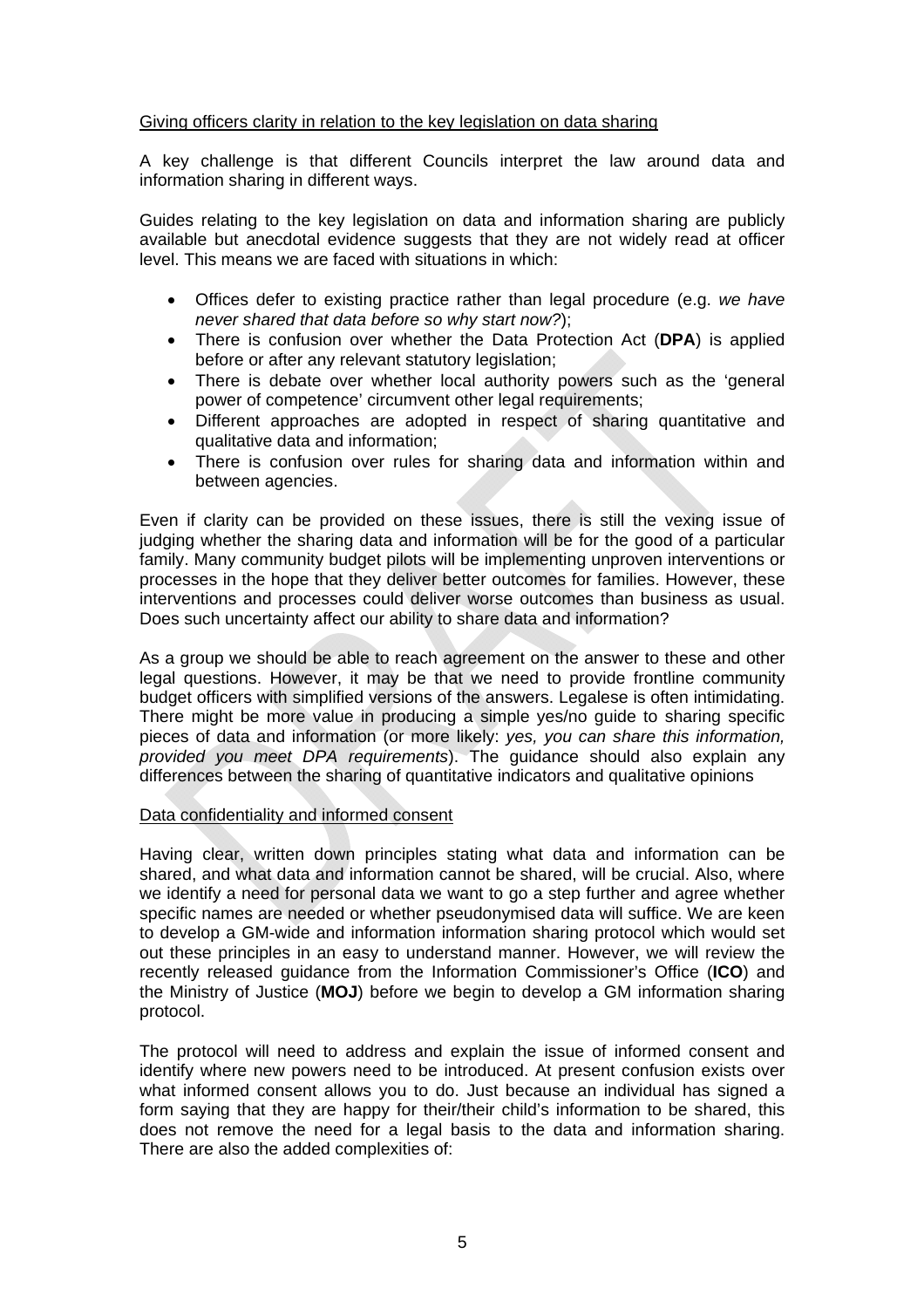Giving officers clarity in relation to the key legislation on data sharing

A key challenge is that different Councils interpret the law around data and information sharing in different ways.

Guides relating to the key legislation on data and information sharing are publicly available but anecdotal evidence suggests that they are not widely read at officer level. This means we are faced with situations in which:

- Offices defer to existing practice rather than legal procedure (e.g. *we have never shared that data before so why start now?*);
- There is confusion over whether the Data Protection Act (**DPA**) is applied before or after any relevant statutory legislation;
- There is debate over whether local authority powers such as the 'general power of competence' circumvent other legal requirements;
- Different approaches are adopted in respect of sharing quantitative and qualitative data and information;
- There is confusion over rules for sharing data and information within and between agencies.

Even if clarity can be provided on these issues, there is still the vexing issue of judging whether the sharing data and information will be for the good of a particular family. Many community budget pilots will be implementing unproven interventions or processes in the hope that they deliver better outcomes for families. However, these interventions and processes could deliver worse outcomes than business as usual. Does such uncertainty affect our ability to share data and information?

As a group we should be able to reach agreement on the answer to these and other legal questions. However, it may be that we need to provide frontline community budget officers with simplified versions of the answers. Legalese is often intimidating. There might be more value in producing a simple yes/no guide to sharing specific pieces of data and information (or more likely: *yes, you can share this information, provided you meet DPA requirements*). The guidance should also explain any differences between the sharing of quantitative indicators and qualitative opinions

Data confidentiality and informed consent

Having clear, written down principles stating what data and information can be shared, and what data and information cannot be shared, will be crucial. Also, where we identify a need for personal data we want to go a step further and agree whether specific names are needed or whether pseudonymised data will suffice. We are keen to develop a GM-wide and information information sharing protocol which would set out these principles in an easy to understand manner. However, we will review the recently released guidance from the Information Commissioner's Office (**ICO**) and the Ministry of Justice (**MOJ**) before we begin to develop a GM information sharing protocol.

The protocol will need to address and explain the issue of informed consent and identify where new powers need to be introduced. At present confusion exists over what informed consent allows you to do. Just because an individual has signed a form saying that they are happy for their/their child's information to be shared, this does not remove the need for a legal basis to the data and information sharing. There are also the added complexities of: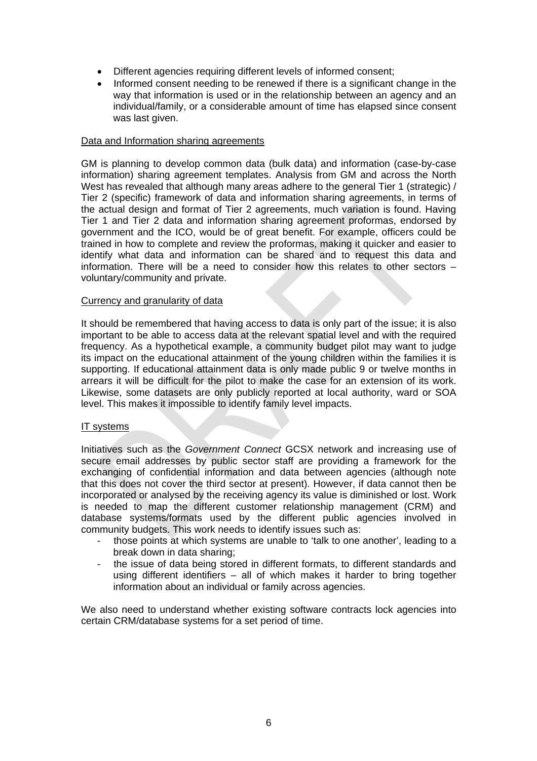- Different agencies requiring different levels of informed consent;
- Informed consent needing to be renewed if there is a significant change in the way that information is used or in the relationship between an agency and an individual/family, or a considerable amount of time has elapsed since consent was last given.

<u>Data and Information sharing agreements</u>

GM is planning to develop common data (bulk data) and information (case-by-case information) sharing agreement templates. Analysis from GM and across the North West has revealed that although many areas adhere to the general Tier 1 (strategic) / Tier 2 (specific) framework of data and information sharing agreements, in terms of the actual design and format of Tier 2 agreements, much variation is found. Having Tier 1 and Tier 2 data and information sharing agreement proformas, endorsed by government and the ICO, would be of great benefit. For example, officers could be trained in how to complete and review the proformas, making it quicker and easier to identify what data and information can be shared and to request this data and information. There will be a need to consider how this relates to other sectors – voluntary/community and private.

<u>Currency and granularity of data</u>

It should be remembered that having access to data is only part of the issue; it is also important to be able to access data at the relevant spatial level and with the required frequency. As a hypothetical example, a community budget pilot may want to judge its impact on the educational attainment of the young children within the families it is supporting. If educational attainment data is only made public 9 or twelve months in arrears it will be difficult for the pilot to make the case for an extension of its work. Likewise, some datasets are only publicly reported at local authority, ward or SOA level. This makes it impossible to identify family level impacts.

<u>IT systems</u>

Initiatives such as the *Government Connect* GCSX network and increasing use of secure email addresses by public sector staff are providing a framework for the exchanging of confidential information and data between agencies (although note that this does not cover the third sector at present). However, if data cannot then be incorporated or analysed by the receiving agency its value is diminished or lost. Work is needed to map the different customer relationship management (CRM) and database systems/formats used by the different public agencies involved in community budgets. This work needs to identify issues such as:

- those points at which systems are unable to 'talk to one another', leading to a break down in data sharing;
- the issue of data being stored in different formats, to different standards and using different identifiers – all of which makes it harder to bring together information about an individual or family across agencies.

We also need to understand whether existing software contracts lock agencies into certain CRM/database systems for a set period of time.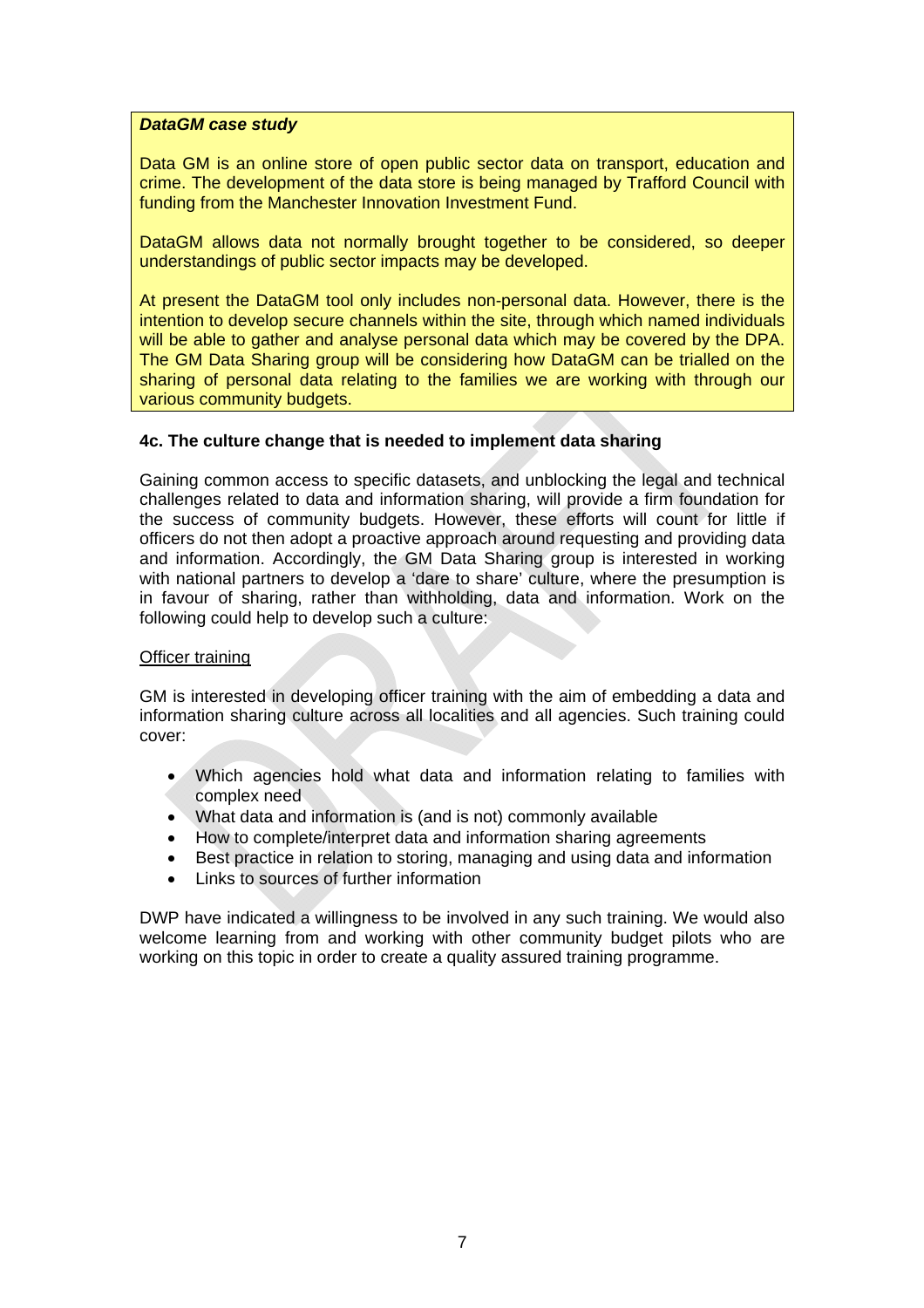***DataGM case study***

Data GM is an online store of open public sector data on transport, education and crime. The development of the data store is being managed by Trafford Council with funding from the Manchester Innovation Investment Fund.

DataGM allows data not normally brought together to be considered, so deeper understandings of public sector impacts may be developed.

At present the DataGM tool only includes non-personal data. However, there is the intention to develop secure channels within the site, through which named individuals will be able to gather and analyse personal data which may be covered by the DPA. The GM Data Sharing group will be considering how DataGM can be trialled on the sharing of personal data relating to the families we are working with through our various community budgets.

**4c. The culture change that is needed to implement data sharing**

Gaining common access to specific datasets, and unblocking the legal and technical challenges related to data and information sharing, will provide a firm foundation for the success of community budgets. However, these efforts will count for little if officers do not then adopt a proactive approach around requesting and providing data and information. Accordingly, the GM Data Sharing group is interested in working with national partners to develop a 'dare to share' culture, where the presumption is in favour of sharing, rather than withholding, data and information. Work on the following could help to develop such a culture:

<u>Officer training</u>

GM is interested in developing officer training with the aim of embedding a data and information sharing culture across all localities and all agencies. Such training could cover:

- Which agencies hold what data and information relating to families with complex need
- What data and information is (and is not) commonly available
- How to complete/interpret data and information sharing agreements
- Best practice in relation to storing, managing and using data and information
- Links to sources of further information

DWP have indicated a willingness to be involved in any such training. We would also welcome learning from and working with other community budget pilots who are working on this topic in order to create a quality assured training programme.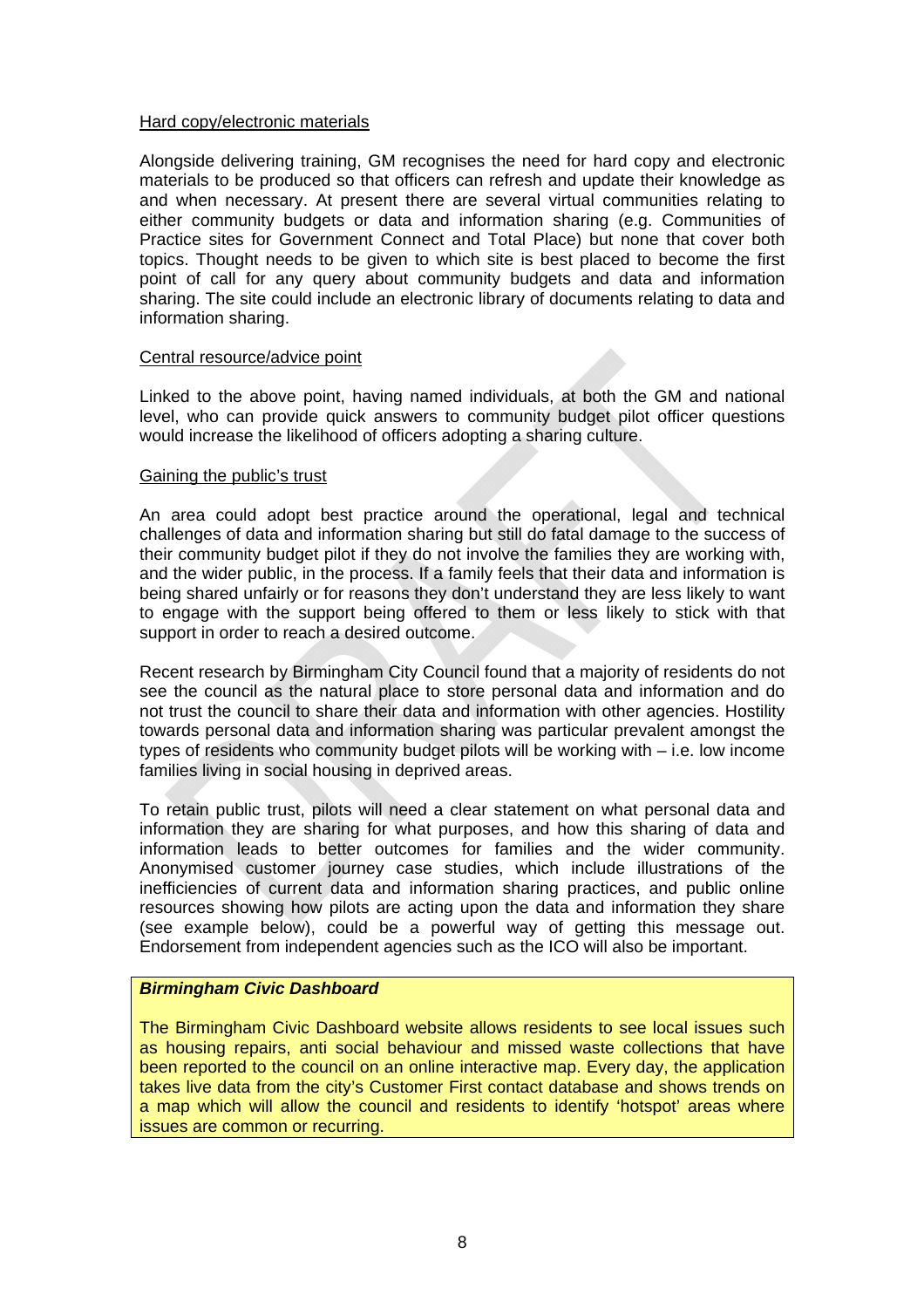Hard copy/electronic materials

Alongside delivering training, GM recognises the need for hard copy and electronic materials to be produced so that officers can refresh and update their knowledge as and when necessary. At present there are several virtual communities relating to either community budgets or data and information sharing (e.g. Communities of Practice sites for Government Connect and Total Place) but none that cover both topics. Thought needs to be given to which site is best placed to become the first point of call for any query about community budgets and data and information sharing. The site could include an electronic library of documents relating to data and information sharing.

Central resource/advice point

Linked to the above point, having named individuals, at both the GM and national level, who can provide quick answers to community budget pilot officer questions would increase the likelihood of officers adopting a sharing culture.

Gaining the public's trust

An area could adopt best practice around the operational, legal and technical challenges of data and information sharing but still do fatal damage to the success of their community budget pilot if they do not involve the families they are working with, and the wider public, in the process. If a family feels that their data and information is being shared unfairly or for reasons they don't understand they are less likely to want to engage with the support being offered to them or less likely to stick with that support in order to reach a desired outcome.

Recent research by Birmingham City Council found that a majority of residents do not see the council as the natural place to store personal data and information and do not trust the council to share their data and information with other agencies. Hostility towards personal data and information sharing was particular prevalent amongst the types of residents who community budget pilots will be working with – i.e. low income families living in social housing in deprived areas.

To retain public trust, pilots will need a clear statement on what personal data and information they are sharing for what purposes, and how this sharing of data and information leads to better outcomes for families and the wider community. Anonymised customer journey case studies, which include illustrations of the inefficiencies of current data and information sharing practices, and public online resources showing how pilots are acting upon the data and information they share (see example below), could be a powerful way of getting this message out. Endorsement from independent agencies such as the ICO will also be important.

***Birmingham Civic Dashboard***

The Birmingham Civic Dashboard website allows residents to see local issues such as housing repairs, anti social behaviour and missed waste collections that have been reported to the council on an online interactive map. Every day, the application takes live data from the city's Customer First contact database and shows trends on a map which will allow the council and residents to identify 'hotspot' areas where issues are common or recurring.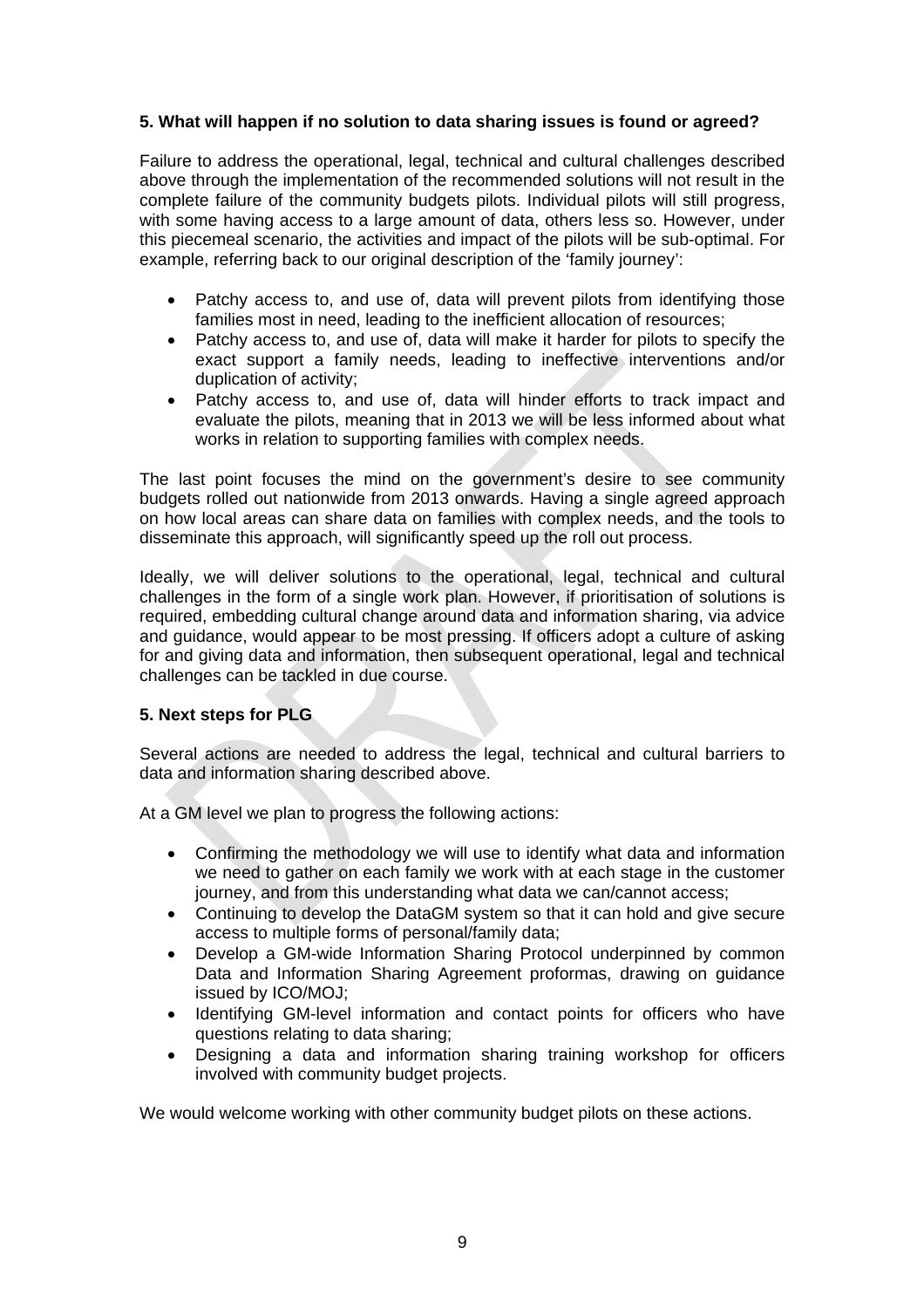**5. What will happen if no solution to data sharing issues is found or agreed?**

Failure to address the operational, legal, technical and cultural challenges described above through the implementation of the recommended solutions will not result in the complete failure of the community budgets pilots. Individual pilots will still progress, with some having access to a large amount of data, others less so. However, under this piecemeal scenario, the activities and impact of the pilots will be sub-optimal. For example, referring back to our original description of the 'family journey':

- Patchy access to, and use of, data will prevent pilots from identifying those families most in need, leading to the inefficient allocation of resources;
- Patchy access to, and use of, data will make it harder for pilots to specify the exact support a family needs, leading to ineffective interventions and/or duplication of activity;
- Patchy access to, and use of, data will hinder efforts to track impact and evaluate the pilots, meaning that in 2013 we will be less informed about what works in relation to supporting families with complex needs.

The last point focuses the mind on the government's desire to see community budgets rolled out nationwide from 2013 onwards. Having a single agreed approach on how local areas can share data on families with complex needs, and the tools to disseminate this approach, will significantly speed up the roll out process.

Ideally, we will deliver solutions to the operational, legal, technical and cultural challenges in the form of a single work plan. However, if prioritisation of solutions is required, embedding cultural change around data and information sharing, via advice and guidance, would appear to be most pressing. If officers adopt a culture of asking for and giving data and information, then subsequent operational, legal and technical challenges can be tackled in due course.

**5. Next steps for PLG**

Several actions are needed to address the legal, technical and cultural barriers to data and information sharing described above.

At a GM level we plan to progress the following actions:

- Confirming the methodology we will use to identify what data and information we need to gather on each family we work with at each stage in the customer journey, and from this understanding what data we can/cannot access;
- Continuing to develop the DataGM system so that it can hold and give secure access to multiple forms of personal/family data;
- Develop a GM-wide Information Sharing Protocol underpinned by common Data and Information Sharing Agreement proformas, drawing on guidance issued by ICO/MOJ;
- Identifying GM-level information and contact points for officers who have questions relating to data sharing;
- Designing a data and information sharing training workshop for officers involved with community budget projects.

We would welcome working with other community budget pilots on these actions.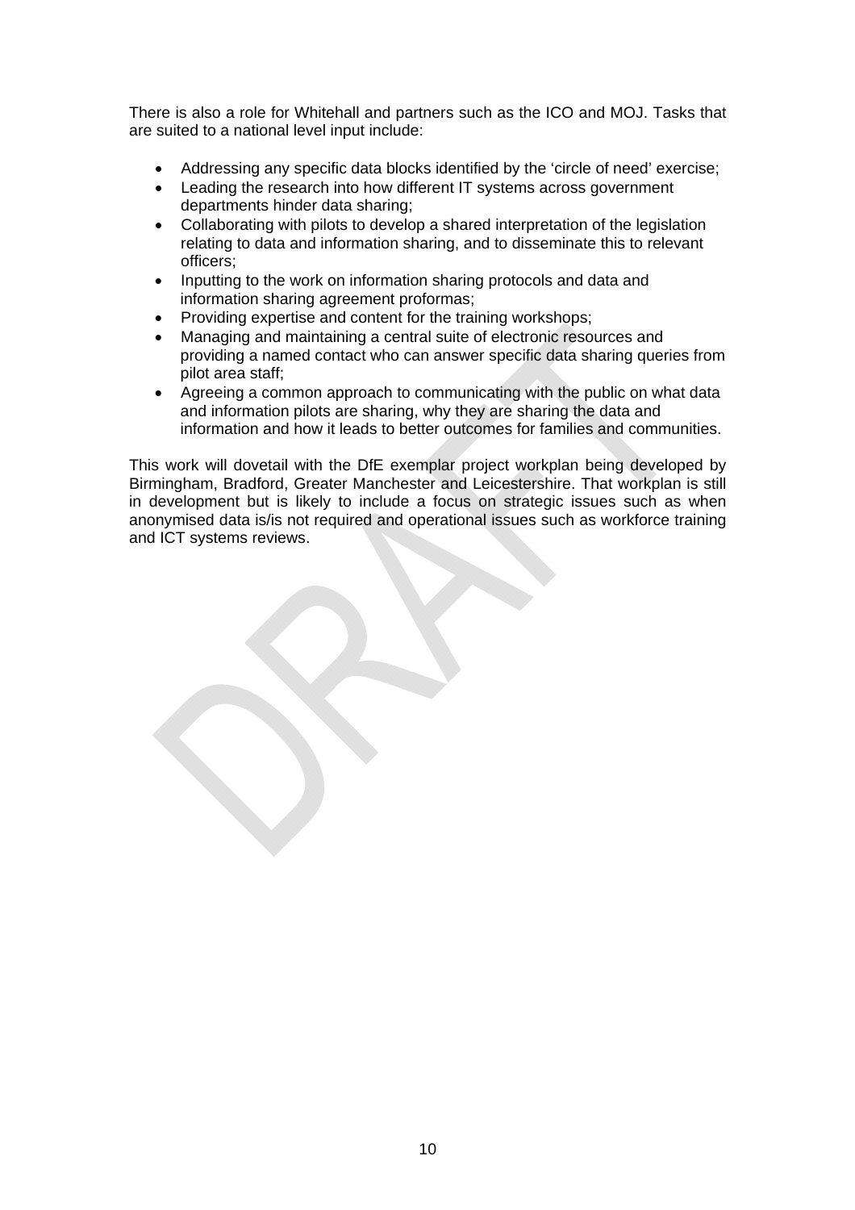There is also a role for Whitehall and partners such as the ICO and MOJ. Tasks that are suited to a national level input include:

- Addressing any specific data blocks identified by the ‘circle of need’ exercise;
- Leading the research into how different IT systems across government departments hinder data sharing;
- Collaborating with pilots to develop a shared interpretation of the legislation relating to data and information sharing, and to disseminate this to relevant officers;
- Inputting to the work on information sharing protocols and data and information sharing agreement proformas;
- Providing expertise and content for the training workshops;
- Managing and maintaining a central suite of electronic resources and providing a named contact who can answer specific data sharing queries from pilot area staff;
- Agreeing a common approach to communicating with the public on what data and information pilots are sharing, why they are sharing the data and information and how it leads to better outcomes for families and communities.

This work will dovetail with the DfE exemplar project workplan being developed by Birmingham, Bradford, Greater Manchester and Leicestershire. That workplan is still in development but is likely to include a focus on strategic issues such as when anonymised data is/is not required and operational issues such as workforce training and ICT systems reviews.